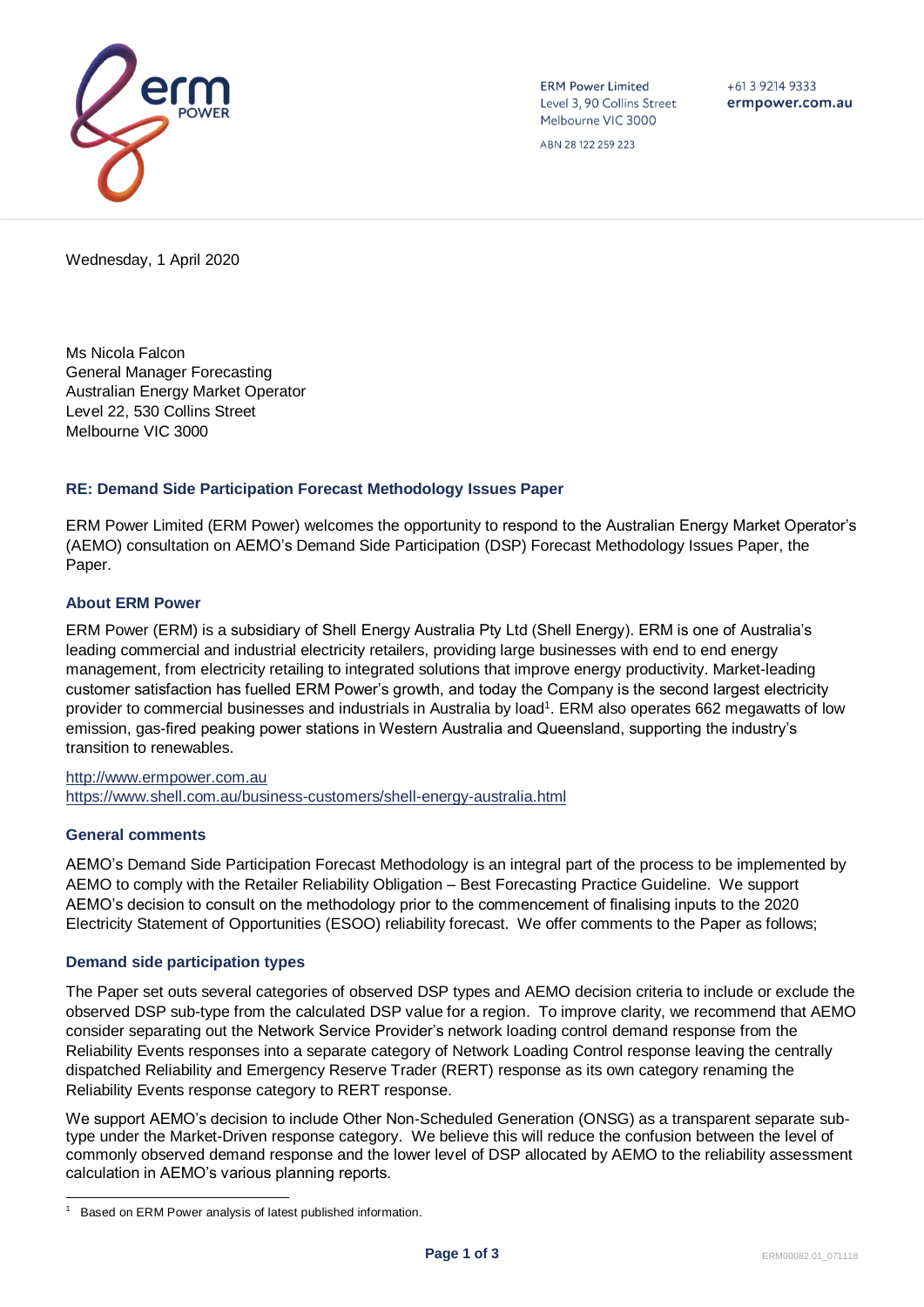ERM Power Limited
Level 3, 90 Collins Street
Melbourne VIC 3000

ABN 28 122 259 223

+61 3 9214 9333
**ermpower.com.au**

Wednesday, 1 April 2020

Ms Nicola Falcon
General Manager Forecasting
Australian Energy Market Operator
Level 22, 530 Collins Street
Melbourne VIC 3000

### RE: Demand Side Participation Forecast Methodology Issues Paper

ERM Power Limited (ERM Power) welcomes the opportunity to respond to the Australian Energy Market Operator's (AEMO) consultation on AEMO's Demand Side Participation (DSP) Forecast Methodology Issues Paper, the Paper.

### About ERM Power

ERM Power (ERM) is a subsidiary of Shell Energy Australia Pty Ltd (Shell Energy). ERM is one of Australia's leading commercial and industrial electricity retailers, providing large businesses with end to end energy management, from electricity retailing to integrated solutions that improve energy productivity. Market-leading customer satisfaction has fuelled ERM Power's growth, and today the Company is the second largest electricity provider to commercial businesses and industrials in Australia by load[1]. ERM also operates 662 megawatts of low emission, gas-fired peaking power stations in Western Australia and Queensland, supporting the industry's transition to renewables.

http://www.ermpower.com.au
https://www.shell.com.au/business-customers/shell-energy-australia.html

### General comments

AEMO's Demand Side Participation Forecast Methodology is an integral part of the process to be implemented by AEMO to comply with the Retailer Reliability Obligation – Best Forecasting Practice Guideline. We support AEMO's decision to consult on the methodology prior to the commencement of finalising inputs to the 2020 Electricity Statement of Opportunities (ESOO) reliability forecast. We offer comments to the Paper as follows;

### Demand side participation types

The Paper set outs several categories of observed DSP types and AEMO decision criteria to include or exclude the observed DSP sub-type from the calculated DSP value for a region. To improve clarity, we recommend that AEMO consider separating out the Network Service Provider's network loading control demand response from the Reliability Events responses into a separate category of Network Loading Control response leaving the centrally dispatched Reliability and Emergency Reserve Trader (RERT) response as its own category renaming the Reliability Events response category to RERT response.

We support AEMO's decision to include Other Non-Scheduled Generation (ONSG) as a transparent separate sub-type under the Market-Driven response category. We believe this will reduce the confusion between the level of commonly observed demand response and the lower level of DSP allocated by AEMO to the reliability assessment calculation in AEMO's various planning reports.

---

[1] Based on ERM Power analysis of latest published information.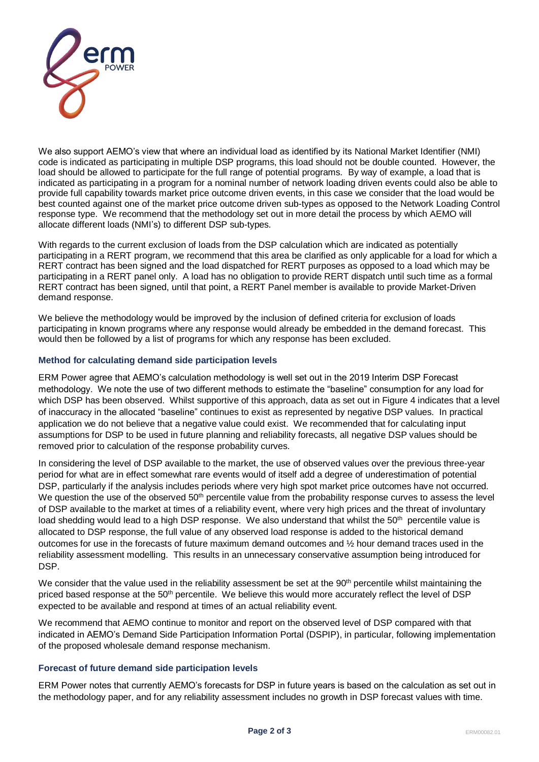We also support AEMO's view that where an individual load as identified by its National Market Identifier (NMI) code is indicated as participating in multiple DSP programs, this load should not be double counted. However, the load should be allowed to participate for the full range of potential programs. By way of example, a load that is indicated as participating in a program for a nominal number of network loading driven events could also be able to provide full capability towards market price outcome driven events, in this case we consider that the load would be best counted against one of the market price outcome driven sub-types as opposed to the Network Loading Control response type. We recommend that the methodology set out in more detail the process by which AEMO will allocate different loads (NMI's) to different DSP sub-types.

With regards to the current exclusion of loads from the DSP calculation which are indicated as potentially participating in a RERT program, we recommend that this area be clarified as only applicable for a load for which a RERT contract has been signed and the load dispatched for RERT purposes as opposed to a load which may be participating in a RERT panel only. A load has no obligation to provide RERT dispatch until such time as a formal RERT contract has been signed, until that point, a RERT Panel member is available to provide Market-Driven demand response.

We believe the methodology would be improved by the inclusion of defined criteria for exclusion of loads participating in known programs where any response would already be embedded in the demand forecast. This would then be followed by a list of programs for which any response has been excluded.

### Method for calculating demand side participation levels

ERM Power agree that AEMO's calculation methodology is well set out in the 2019 Interim DSP Forecast methodology. We note the use of two different methods to estimate the "baseline" consumption for any load for which DSP has been observed. Whilst supportive of this approach, data as set out in Figure 4 indicates that a level of inaccuracy in the allocated "baseline" continues to exist as represented by negative DSP values. In practical application we do not believe that a negative value could exist. We recommended that for calculating input assumptions for DSP to be used in future planning and reliability forecasts, all negative DSP values should be removed prior to calculation of the response probability curves.

In considering the level of DSP available to the market, the use of observed values over the previous three-year period for what are in effect somewhat rare events would of itself add a degree of underestimation of potential DSP, particularly if the analysis includes periods where very high spot market price outcomes have not occurred. We question the use of the observed 50th percentile value from the probability response curves to assess the level of DSP available to the market at times of a reliability event, where very high prices and the threat of involuntary load shedding would lead to a high DSP response. We also understand that whilst the 50th percentile value is allocated to DSP response, the full value of any observed load response is added to the historical demand outcomes for use in the forecasts of future maximum demand outcomes and ½ hour demand traces used in the reliability assessment modelling. This results in an unnecessary conservative assumption being introduced for DSP.

We consider that the value used in the reliability assessment be set at the 90th percentile whilst maintaining the priced based response at the 50th percentile. We believe this would more accurately reflect the level of DSP expected to be available and respond at times of an actual reliability event.

We recommend that AEMO continue to monitor and report on the observed level of DSP compared with that indicated in AEMO's Demand Side Participation Information Portal (DSPIP), in particular, following implementation of the proposed wholesale demand response mechanism.

### Forecast of future demand side participation levels

ERM Power notes that currently AEMO's forecasts for DSP in future years is based on the calculation as set out in the methodology paper, and for any reliability assessment includes no growth in DSP forecast values with time.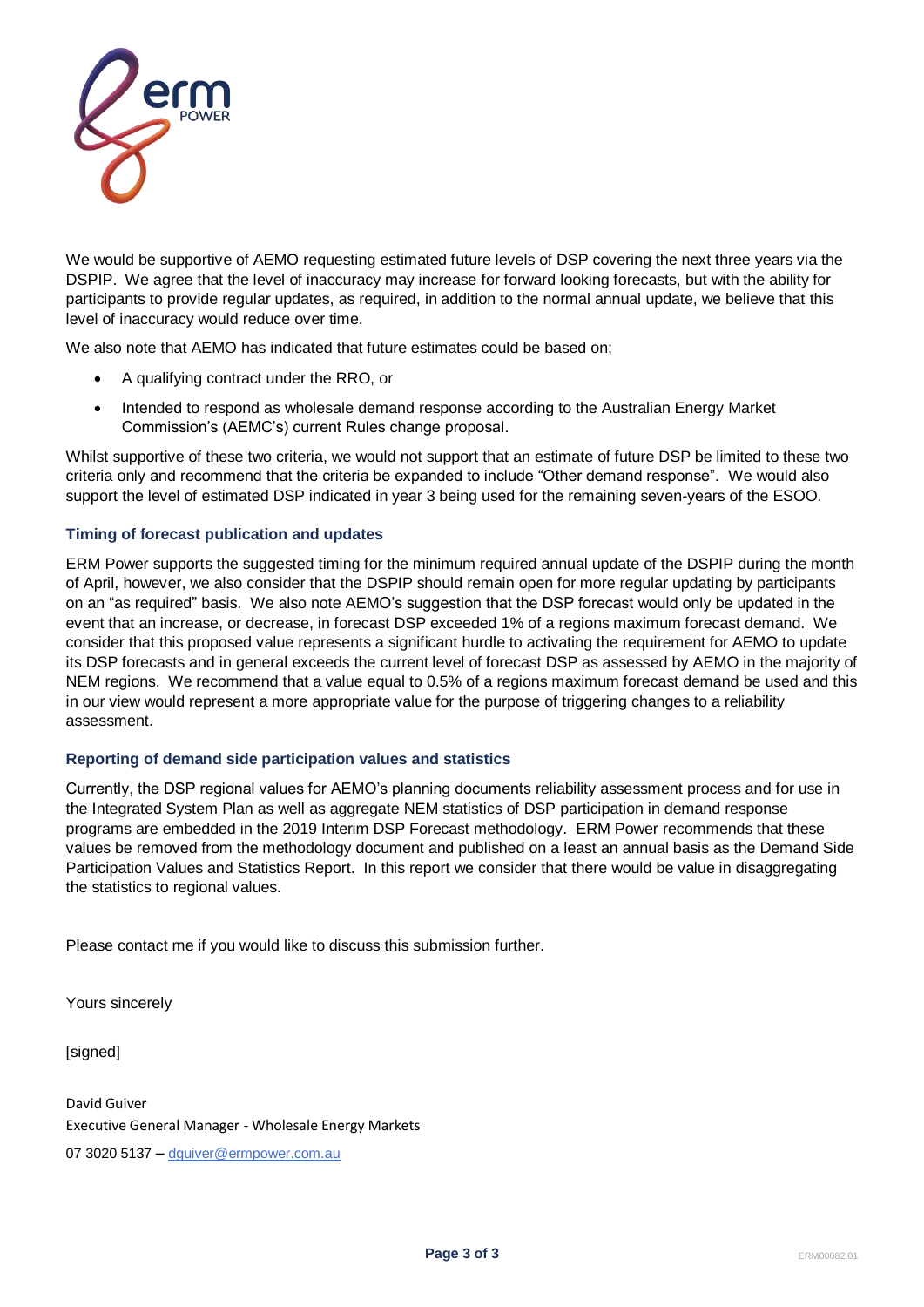We would be supportive of AEMO requesting estimated future levels of DSP covering the next three years via the DSPIP. We agree that the level of inaccuracy may increase for forward looking forecasts, but with the ability for participants to provide regular updates, as required, in addition to the normal annual update, we believe that this level of inaccuracy would reduce over time.

We also note that AEMO has indicated that future estimates could be based on;

- A qualifying contract under the RRO, or
- Intended to respond as wholesale demand response according to the Australian Energy Market Commission's (AEMC's) current Rules change proposal.

Whilst supportive of these two criteria, we would not support that an estimate of future DSP be limited to these two criteria only and recommend that the criteria be expanded to include "Other demand response". We would also support the level of estimated DSP indicated in year 3 being used for the remaining seven-years of the ESOO.

### Timing of forecast publication and updates

ERM Power supports the suggested timing for the minimum required annual update of the DSPIP during the month of April, however, we also consider that the DSPIP should remain open for more regular updating by participants on an "as required" basis. We also note AEMO's suggestion that the DSP forecast would only be updated in the event that an increase, or decrease, in forecast DSP exceeded 1% of a regions maximum forecast demand. We consider that this proposed value represents a significant hurdle to activating the requirement for AEMO to update its DSP forecasts and in general exceeds the current level of forecast DSP as assessed by AEMO in the majority of NEM regions. We recommend that a value equal to 0.5% of a regions maximum forecast demand be used and this in our view would represent a more appropriate value for the purpose of triggering changes to a reliability assessment.

### Reporting of demand side participation values and statistics

Currently, the DSP regional values for AEMO's planning documents reliability assessment process and for use in the Integrated System Plan as well as aggregate NEM statistics of DSP participation in demand response programs are embedded in the 2019 Interim DSP Forecast methodology. ERM Power recommends that these values be removed from the methodology document and published on a least an annual basis as the Demand Side Participation Values and Statistics Report. In this report we consider that there would be value in disaggregating the statistics to regional values.

Please contact me if you would like to discuss this submission further.

Yours sincerely

[signed]

David Guiver
Executive General Manager - Wholesale Energy Markets
07 3020 5137 – dguiver@ermpower.com.au

ERM00082.01